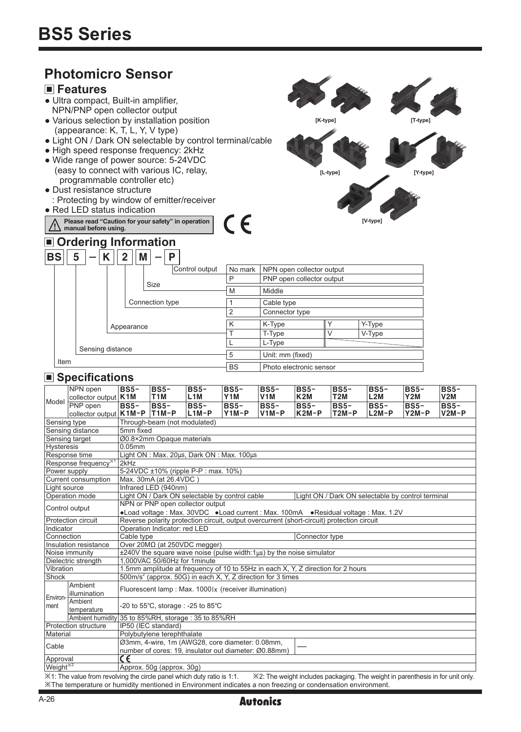# BS5 Series

## Photomicro Sensor

### ■ Features

- Ultra compact, Built-in amplifier, NPN/PNP open collector output
- Various selection by installation position (appearance: K, T, L, Y, V type)
- Light ON / Dark ON selectable by control terminal/cable
- High speed response frequency: 2kHz
- Wide range of power source: 5-24VDC (easy to connect with various IC, relay, programmable controller etc)
- Dust resistance structure : Protecting by window of emitter/receiver
- Red LED status indication

⚠ Please read "Caution for your safety" in operation manual before using.

CE

[K-type] [T-type] [L-type] [Y-type] [V-type]

### ■ Ordering Information

BS 5 – K 2 M – P

| | | | | |
|---|---|---|---|---|
| Control output | No mark | NPN open collector output | | |
| | P | PNP open collector output | | |
| Size | M | Middle | | |
| Connection type | 1 | Cable type | | |
| | 2 | Connector type | | |
| Appearance | K | K-Type | Y | Y-Type |
| | T | T-Type | V | V-Type |
| | L | L-Type | | |
| Sensing distance | 5 | Unit: mm (fixed) | | |
| Item | BS | Photo electronic sensor | | |

### ■ Specifications

| | | | | | | | | | | | |
|---|---|---|---|---|---|---|---|---|---|---|---|
| Model | NPN open collector output | BS5-K1M | BS5-T1M | BS5-L1M | BS5-Y1M | BS5-V1M | BS5-K2M | BS5-T2M | BS5-L2M | BS5-Y2M | BS5-V2M |
| | PNP open collector output | BS5-K1M-P | BS5-T1M-P | BS5-L1M-P | BS5-Y1M-P | BS5-V1M-P | BS5-K2M-P | BS5-T2M-P | BS5-L2M-P | BS5-Y2M-P | BS5-V2M-P |
| Sensing type | | Through-beam (not modulated) | | | | | | | | | |
| Sensing distance | | 5mm fixed | | | | | | | | | |
| Sensing target | | Ø0.8×2mm Opaque materials | | | | | | | | | |
| Hysteresis | | 0.05mm | | | | | | | | | |
| Response time | | Light ON : Max. 20μs, Dark ON : Max. 100μs | | | | | | | | | |
| Response frequency※1 | | 2kHz | | | | | | | | | |
| Power supply | | 5-24VDC ±10% (ripple P-P : max. 10%) | | | | | | | | | |
| Current consumption | | Max. 30mA (at 26.4VDC ) | | | | | | | | | |
| Light source | | Infrared LED (940nm) | | | | | | | | | |
| Operation mode | | Light ON / Dark ON selectable by control cable | | | | | Light ON / Dark ON selectable by control terminal | | | | |
| Control output | | NPN or PNP open collector output<br>●Load voltage : Max. 30VDC ●Load current : Max. 100mA ●Residual voltage : Max. 1.2V | | | | | | | | | |
| Protection circuit | | Reverse polarity protection circuit, output overcurrent (short-circuit) protection circuit | | | | | | | | | |
| Indicator | | Operation Indicator: red LED | | | | | | | | | |
| Connection | | Cable type | | | | | Connector type | | | | |
| Insulation resistance | | Over 20MΩ (at 250VDC megger) | | | | | | | | | |
| Noise immunity | | ±240V the square wave noise (pulse width:1μs) by the noise simulator | | | | | | | | | |
| Dielectric strength | | 1,000VAC 50/60Hz for 1minute | | | | | | | | | |
| Vibration | | 1.5mm amplitude at frequency of 10 to 55Hz in each X, Y, Z direction for 2 hours | | | | | | | | | |
| Shock | | 500m/s² (approx. 50G) in each X, Y, Z direction for 3 times | | | | | | | | | |
| Environment | Ambient illumination | Fluorescent lamp : Max. 1000lx (receiver illumination) | | | | | | | | | |
| | Ambient temperature | -20 to 55℃, storage : -25 to 85℃ | | | | | | | | | |
| | Ambient humidity | 35 to 85%RH, storage : 35 to 85%RH | | | | | | | | | |
| Protection structure | | IP50 (IEC standard) | | | | | | | | | |
| Material | | Polybutylene terephthalate | | | | | | | | | |
| Cable | | Ø3mm, 4-wire, 1m (AWG28, core diameter: 0.08mm, number of cores: 19, insulator out diameter: Ø0.88mm) | | | | | — | | | | |
| Approval | | CE | | | | | | | | | |
| Weight※2 | | Approx. 50g (approx. 30g) | | | | | | | | | |

※1: The value from revolving the circle panel which duty ratio is 1:1. ※2: The weight includes packaging. The weight in parenthesis in for unit only.
※The temperature or humidity mentioned in Environment indicates a non freezing or condensation environment.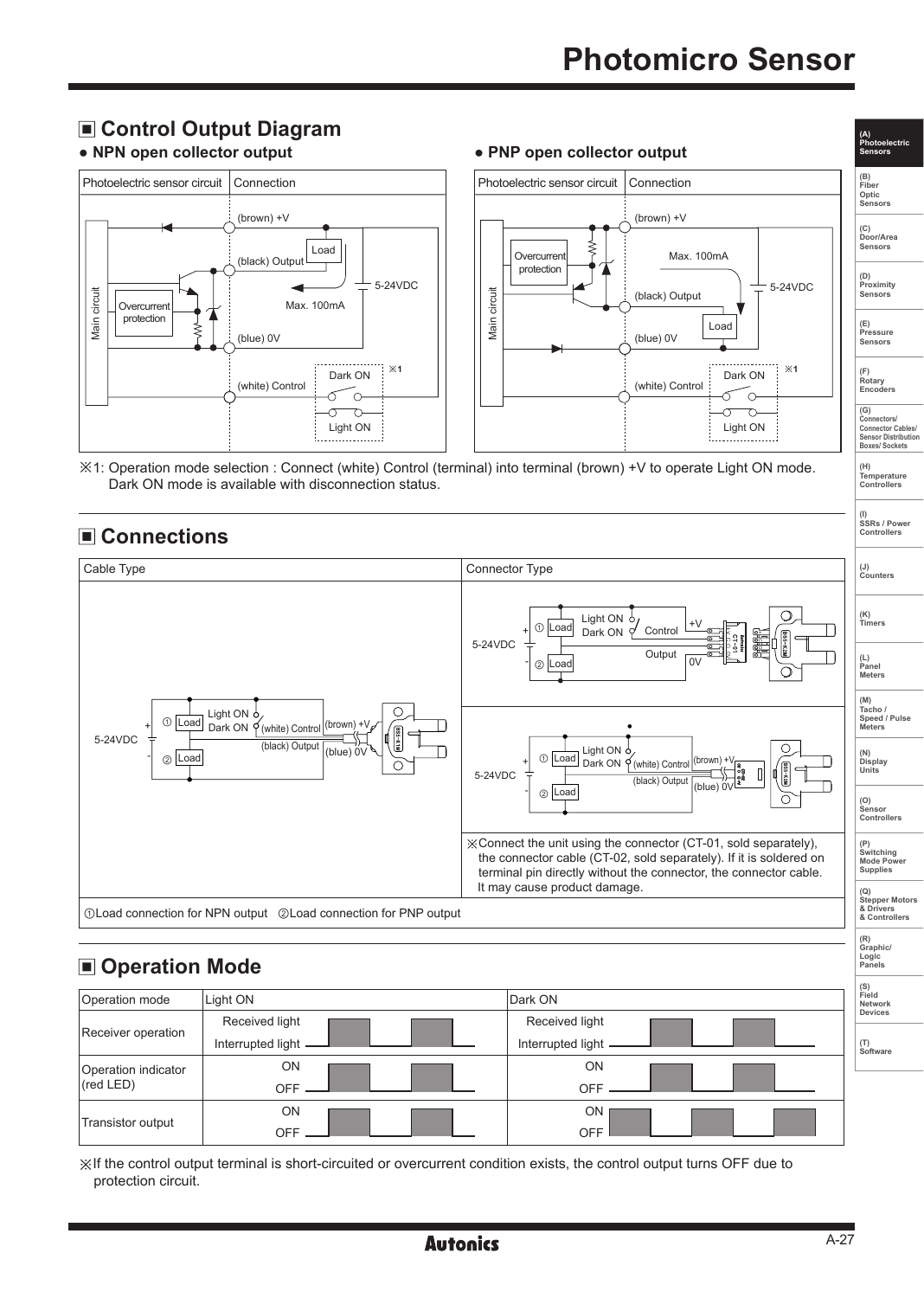## ■ Control Output Diagram

● NPN open collector output

Photoelectric sensor circuit | Connection

Main circuit
Overcurrent protection
(brown) +V
(black) Output
Load
Max. 100mA
5-24VDC
(blue) 0V
(white) Control
Dark ON
Light ON
※1

● PNP open collector output

Photoelectric sensor circuit | Connection

Main circuit
Overcurrent protection
(brown) +V
Max. 100mA
(black) Output
5-24VDC
Load
(blue) 0V
(white) Control
Dark ON
Light ON
※1

※1: Operation mode selection : Connect (white) Control (terminal) into terminal (brown) +V to operate Light ON mode. Dark ON mode is available with disconnection status.

## ■ Connections

Cable Type

5-24VDC
① Load
② Load
Light ON
Dark ON
(white) Control
(brown) +V
(black) Output
(blue) 0V

Connector Type

5-24VDC
① Load
② Load
Light ON
Dark ON
Control
+V
Output
0V

5-24VDC
① Load
② Load
Light ON
Dark ON
(white) Control
(brown) +V
(black) Output
(blue) 0V

※Connect the unit using the connector (CT-01, sold separately), the connector cable (CT-02, sold separately). If it is soldered on terminal pin directly without the connector, the connector cable. It may cause product damage.

①Load connection for NPN output ②Load connection for PNP output

## ■ Operation Mode

| Operation mode | Light ON | Dark ON |
|---|---|---|
| Receiver operation | Received light / Interrupted light | Received light / Interrupted light |
| Operation indicator (red LED) | ON / OFF | ON / OFF |
| Transistor output | ON / OFF | ON / OFF |

※If the control output terminal is short-circuited or overcurrent condition exists, the control output turns OFF due to protection circuit.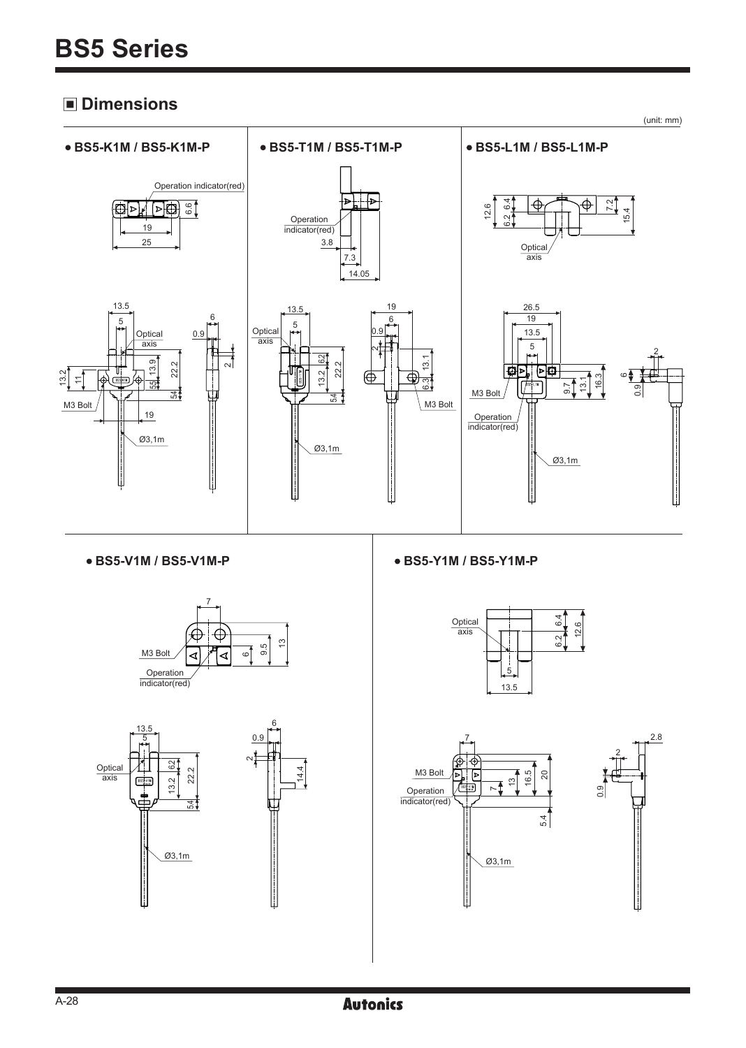# BS5 Series

## ■ Dimensions

(unit: mm)

### ● BS5-K1M / BS5-K1M-P

Operation indicator(red)
6.6
19
25
13.5
5
Optical axis
0.9
6
2
13.2
11
13.9
5.5
22.2
5.4
M3 Bolt
19
Ø3,1m

### ● BS5-T1M / BS5-T1M-P

Operation indicator(red)
3.8
7.3
14.05
13.5
5
Optical axis
6.2
13.2
22.2
5.4
Ø3,1m
19
6
0.9
2
13.1
6.3
M3 Bolt

### ● BS5-L1M / BS5-L1M-P

12.6
6.4
6.2
7.2
15.4
Optical axis
26.5
19
13.5
5
2
6
0.9
M3 Bolt
9.7
13.1
16.3
Operation indicator(red)
Ø3,1m

### ● BS5-V1M / BS5-V1M-P

7
M3 Bolt
6
9.5
13
Operation indicator(red)
13.5
5
Optical axis
6.2
13.2
22.2
5.4
Ø3,1m
6
0.9
2
14.4

### ● BS5-Y1M / BS5-Y1M-P

Optical axis
6.4
6.2
12.6
5
13.5
7
M3 Bolt
Operation indicator(red)
7
13
16.5
20
5.4
Ø3,1m
2.8
2
0.9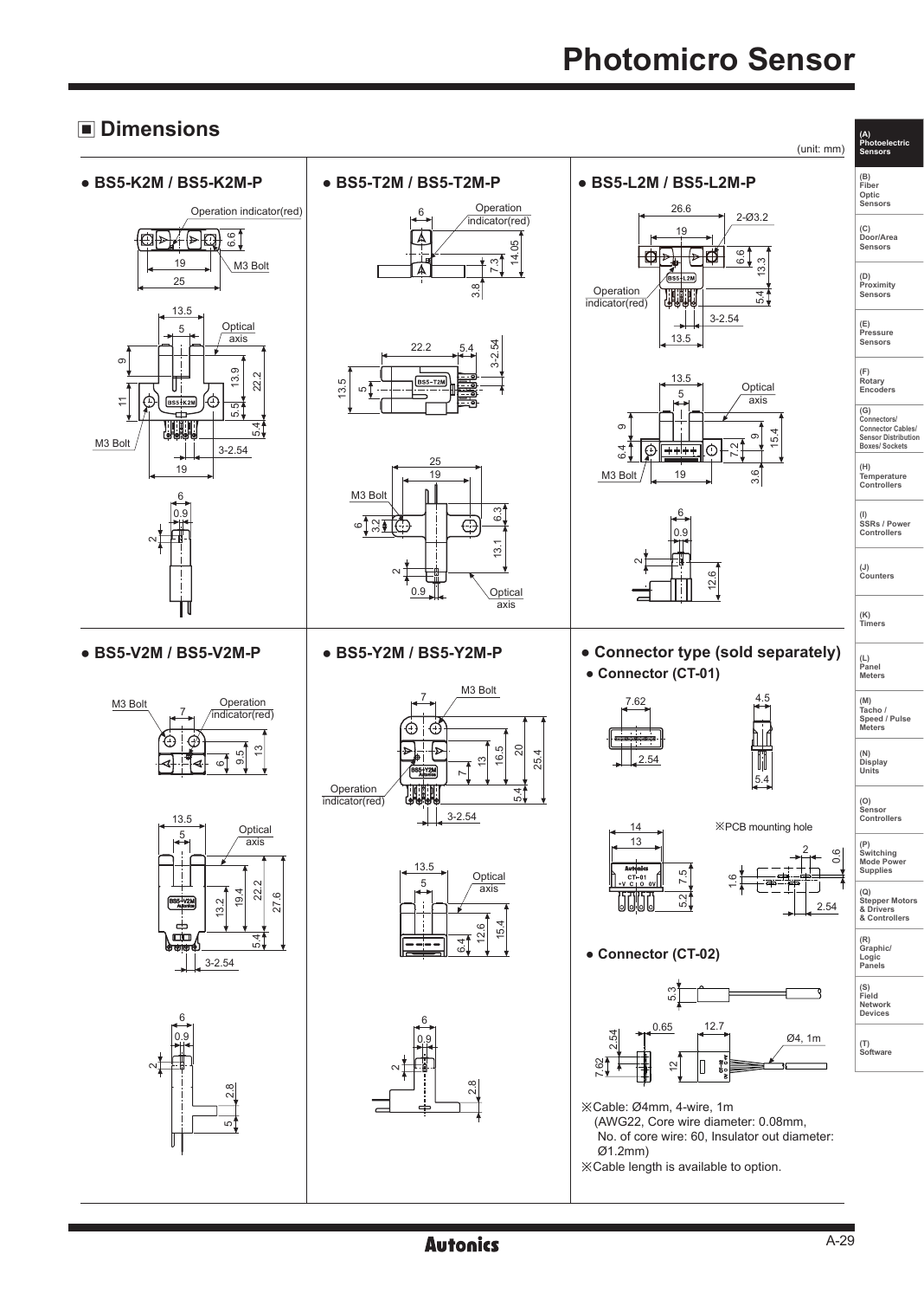## ■ Dimensions

(unit: mm)

● BS5-K2M / BS5-K2M-P

Operation indicator(red)

6.6

19

M3 Bolt

25

13.5

5

Optical axis

9

13.9

22.2

11

5.5

BS5-K2M

5.4

M3 Bolt

3-2.54

19

6

0.9

2

● BS5-T2M / BS5-T2M-P

6

Operation indicator(red)

14.05

7.3

3.8

22.2

5.4

3-2.54

13.5

5

BS5-T2M

25

19

M3 Bolt

6.3

6

3.2

13.1

2

0.9

Optical axis

● BS5-L2M / BS5-L2M-P

26.6

2-Ø3.2

19

6.6

13.3

BS5-L2M

Operation indicator(red)

5.4

3-2.54

13.5

13.5

5

Optical axis

9

9

15.4

6.4

7.2

M3 Bolt

19

3.6

6

0.9

2

12.6

● BS5-V2M / BS5-V2M-P

M3 Bolt

7

Operation indicator(red)

6

9.5

13

13.5

5

Optical axis

BS5-V2M

13.2

19.4

22.2

27.6

5.4

3-2.54

6

0.9

2

2.8

5

● BS5-Y2M / BS5-Y2M-P

7

M3 Bolt

13

16.5

20

25.4

7

BS5-Y2M

Operation indicator(red)

5.4

3-2.54

13.5

5

Optical axis

12.6

15.4

6.4

6

0.9

2

2.8

● Connector type (sold separately)

● Connector (CT-01)

7.62

4.5

2.54

5.4

14

13

※PCB mounting hole

2

0.6

Autonics CT-01 +V C I O 0V

7.5

1.6

5.2

2.54

● Connector (CT-02)

5.3

2.54

0.65

12.7

Ø4, 1m

7.62

12

※Cable: Ø4mm, 4-wire, 1m
(AWG22, Core wire diameter: 0.08mm, No. of core wire: 60, Insulator out diameter: Ø1.2mm)

※Cable length is available to option.